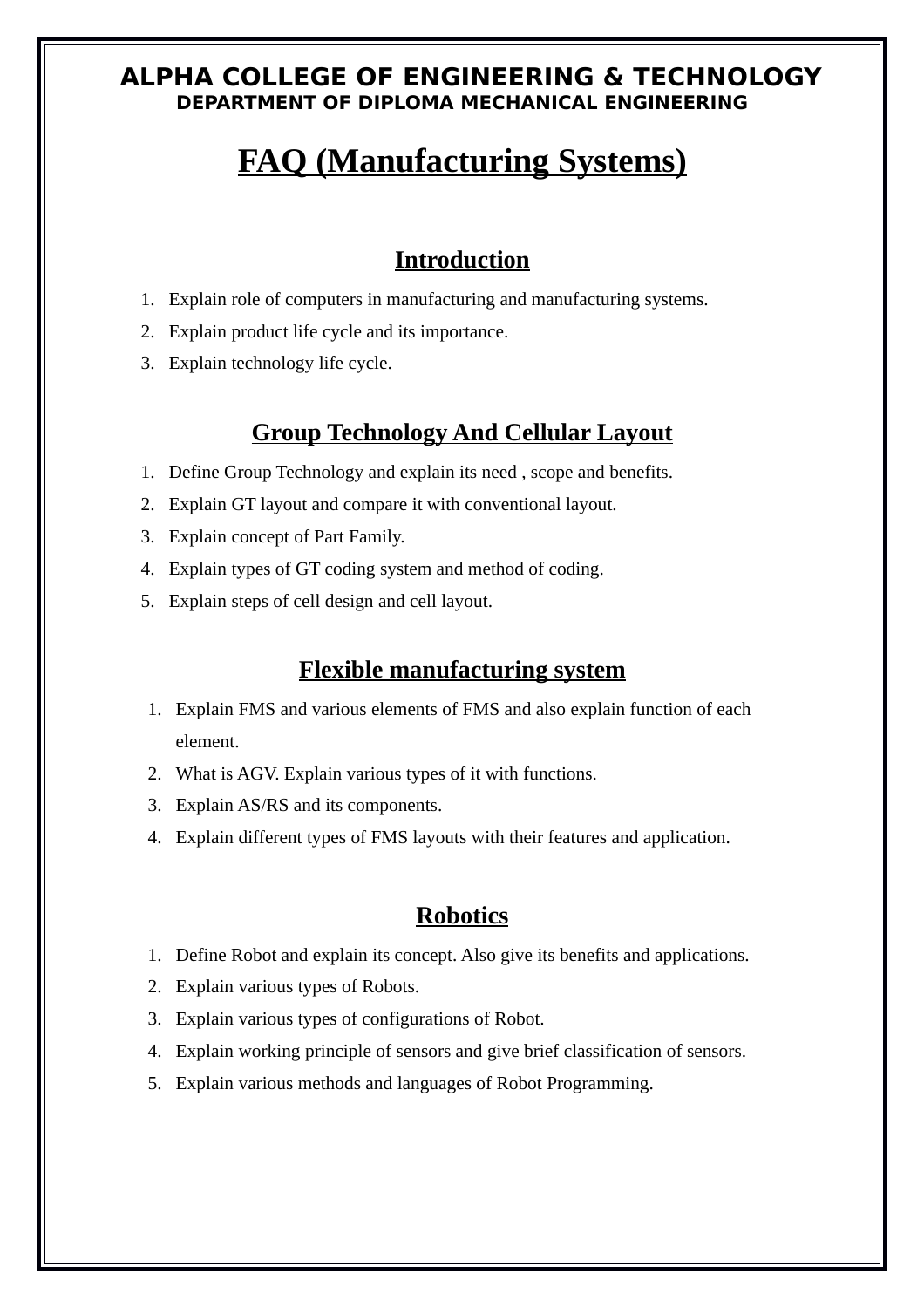# ALPHA COLLEGE OF ENGINEERING & TECHNOLOGY

**DEPARTMENT OF DIPLOMA MECHANICAL ENGINEERING**

# FAQ (Manufacturing Systems)

## Introduction

1. Explain role of computers in manufacturing and manufacturing systems.
2. Explain product life cycle and its importance.
3. Explain technology life cycle.

## Group Technology And Cellular Layout

1. Define Group Technology and explain its need , scope and benefits.
2. Explain GT layout and compare it with conventional layout.
3. Explain concept of Part Family.
4. Explain types of GT coding system and method of coding.
5. Explain steps of cell design and cell layout.

## Flexible manufacturing system

1. Explain FMS and various elements of FMS and also explain function of each element.
2. What is AGV. Explain various types of it with functions.
3. Explain AS/RS and its components.
4. Explain different types of FMS layouts with their features and application.

## Robotics

1. Define Robot and explain its concept. Also give its benefits and applications.
2. Explain various types of Robots.
3. Explain various types of configurations of Robot.
4. Explain working principle of sensors and give brief classification of sensors.
5. Explain various methods and languages of Robot Programming.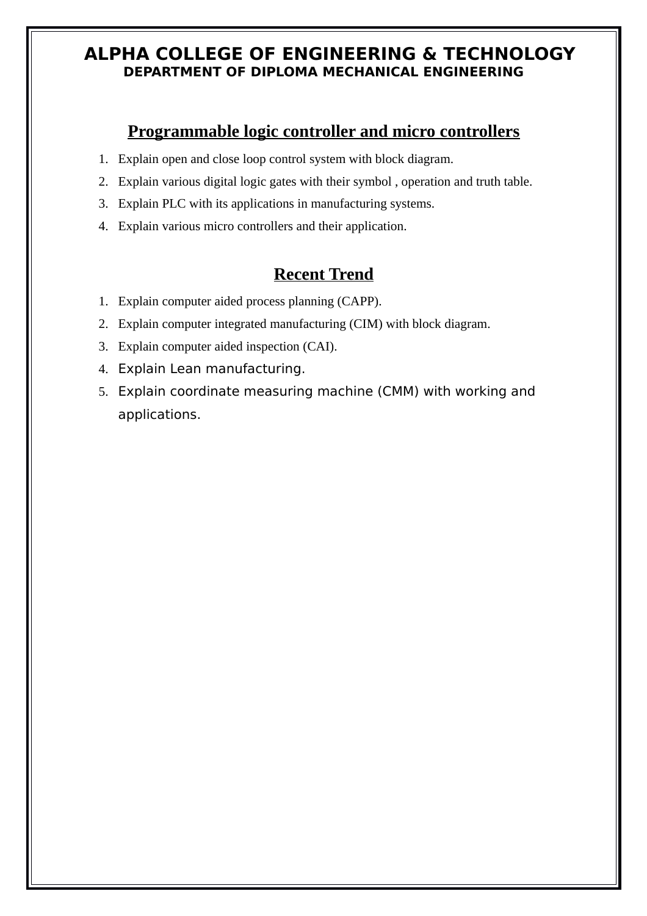# ALPHA COLLEGE OF ENGINEERING & TECHNOLOGY
## DEPARTMENT OF DIPLOMA MECHANICAL ENGINEERING

## Programmable logic controller and micro controllers

1. Explain open and close loop control system with block diagram.
2. Explain various digital logic gates with their symbol , operation and truth table.
3. Explain PLC with its applications in manufacturing systems.
4. Explain various micro controllers and their application.

## Recent Trend

1. Explain computer aided process planning (CAPP).
2. Explain computer integrated manufacturing (CIM) with block diagram.
3. Explain computer aided inspection (CAI).
4. Explain Lean manufacturing.
5. Explain coordinate measuring machine (CMM) with working and applications.